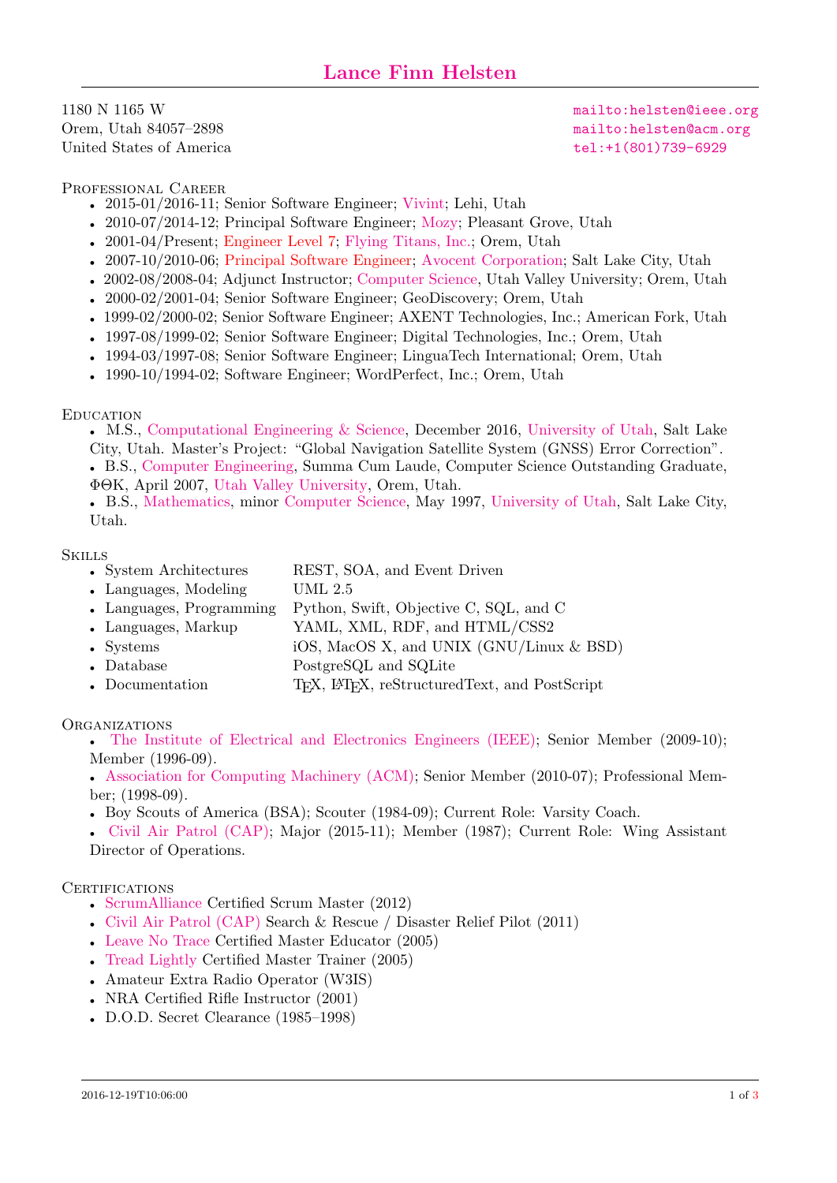# Lance Finn Helsten

1180 N 1165 W
Orem, Utah 84057–2898
United States of America

mailto:helsten@ieee.org
mailto:helsten@acm.org
tel:+1(801)739-6929

## Professional Career

- 2015-01/2016-11; Senior Software Engineer; Vivint; Lehi, Utah
- 2010-07/2014-12; Principal Software Engineer; Mozy; Pleasant Grove, Utah
- 2001-04/Present; Engineer Level 7; Flying Titans, Inc.; Orem, Utah
- 2007-10/2010-06; Principal Software Engineer; Avocent Corporation; Salt Lake City, Utah
- 2002-08/2008-04; Adjunct Instructor; Computer Science, Utah Valley University; Orem, Utah
- 2000-02/2001-04; Senior Software Engineer; GeoDiscovery; Orem, Utah
- 1999-02/2000-02; Senior Software Engineer; AXENT Technologies, Inc.; American Fork, Utah
- 1997-08/1999-02; Senior Software Engineer; Digital Technologies, Inc.; Orem, Utah
- 1994-03/1997-08; Senior Software Engineer; LinguaTech International; Orem, Utah
- 1990-10/1994-02; Software Engineer; WordPerfect, Inc.; Orem, Utah

## Education

- M.S., Computational Engineering & Science, December 2016, University of Utah, Salt Lake City, Utah. Master's Project: "Global Navigation Satellite System (GNSS) Error Correction".
- B.S., Computer Engineering, Summa Cum Laude, Computer Science Outstanding Graduate, ΦΘΚ, April 2007, Utah Valley University, Orem, Utah.
- B.S., Mathematics, minor Computer Science, May 1997, University of Utah, Salt Lake City, Utah.

## Skills

- System Architectures — REST, SOA, and Event Driven
- Languages, Modeling — UML 2.5
- Languages, Programming — Python, Swift, Objective C, SQL, and C
- Languages, Markup — YAML, XML, RDF, and HTML/CSS2
- Systems — iOS, MacOS X, and UNIX (GNU/Linux & BSD)
- Database — PostgreSQL and SQLite
- Documentation — TeX, LaTeX, reStructuredText, and PostScript

## Organizations

- The Institute of Electrical and Electronics Engineers (IEEE); Senior Member (2009-10); Member (1996-09).
- Association for Computing Machinery (ACM); Senior Member (2010-07); Professional Member; (1998-09).
- Boy Scouts of America (BSA); Scouter (1984-09); Current Role: Varsity Coach.
- Civil Air Patrol (CAP); Major (2015-11); Member (1987); Current Role: Wing Assistant Director of Operations.

## Certifications

- ScrumAlliance Certified Scrum Master (2012)
- Civil Air Patrol (CAP) Search & Rescue / Disaster Relief Pilot (2011)
- Leave No Trace Certified Master Educator (2005)
- Tread Lightly Certified Master Trainer (2005)
- Amateur Extra Radio Operator (W3IS)
- NRA Certified Rifle Instructor (2001)
- D.O.D. Secret Clearance (1985–1998)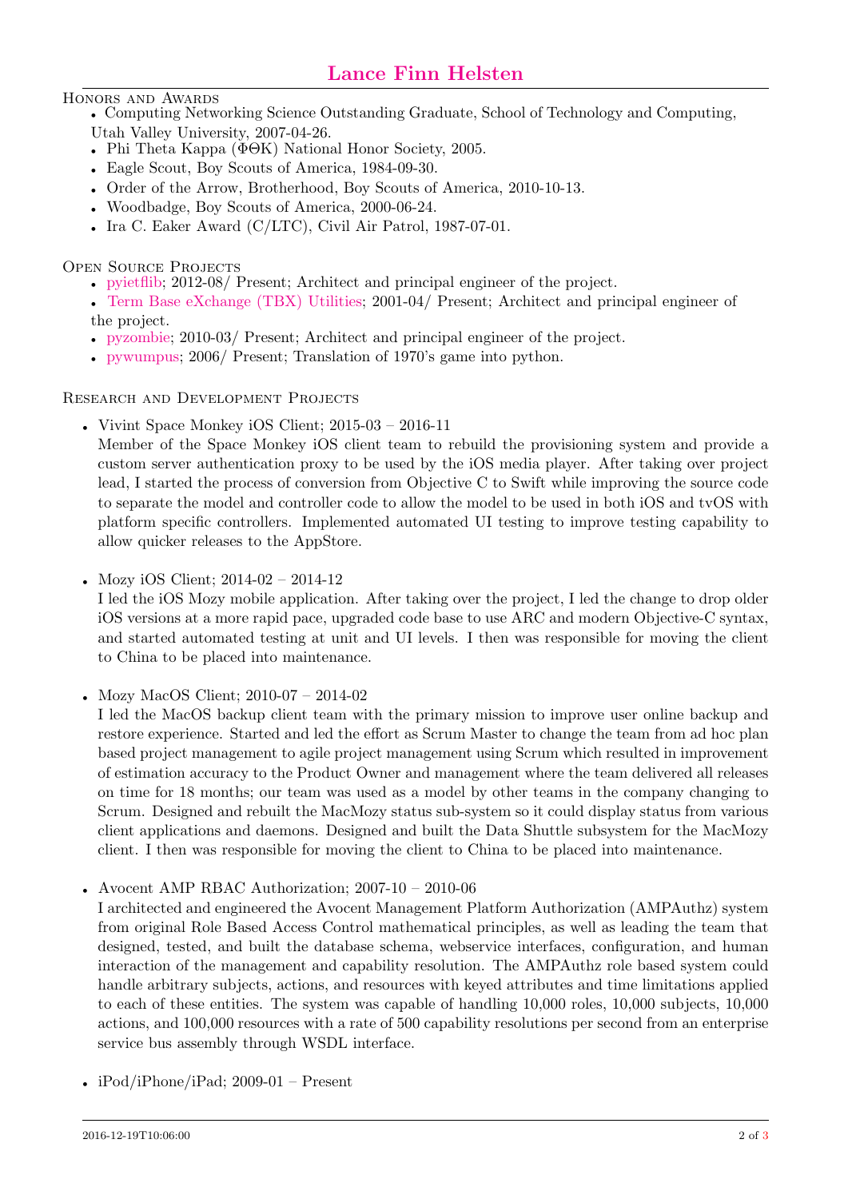## Honors and Awards

- Computing Networking Science Outstanding Graduate, School of Technology and Computing, Utah Valley University, 2007-04-26.
- Phi Theta Kappa (ΦΘΚ) National Honor Society, 2005.
- Eagle Scout, Boy Scouts of America, 1984-09-30.
- Order of the Arrow, Brotherhood, Boy Scouts of America, 2010-10-13.
- Woodbadge, Boy Scouts of America, 2000-06-24.
- Ira C. Eaker Award (C/LTC), Civil Air Patrol, 1987-07-01.

## Open Source Projects

- pyietflib; 2012-08/ Present; Architect and principal engineer of the project.
- Term Base eXchange (TBX) Utilities; 2001-04/ Present; Architect and principal engineer of the project.
- pyzombie; 2010-03/ Present; Architect and principal engineer of the project.
- pywumpus; 2006/ Present; Translation of 1970's game into python.

## Research and Development Projects

- Vivint Space Monkey iOS Client; 2015-03 – 2016-11
  Member of the Space Monkey iOS client team to rebuild the provisioning system and provide a custom server authentication proxy to be used by the iOS media player. After taking over project lead, I started the process of conversion from Objective C to Swift while improving the source code to separate the model and controller code to allow the model to be used in both iOS and tvOS with platform specific controllers. Implemented automated UI testing to improve testing capability to allow quicker releases to the AppStore.

- Mozy iOS Client; 2014-02 – 2014-12
  I led the iOS Mozy mobile application. After taking over the project, I led the change to drop older iOS versions at a more rapid pace, upgraded code base to use ARC and modern Objective-C syntax, and started automated testing at unit and UI levels. I then was responsible for moving the client to China to be placed into maintenance.

- Mozy MacOS Client; 2010-07 – 2014-02
  I led the MacOS backup client team with the primary mission to improve user online backup and restore experience. Started and led the effort as Scrum Master to change the team from ad hoc plan based project management to agile project management using Scrum which resulted in improvement of estimation accuracy to the Product Owner and management where the team delivered all releases on time for 18 months; our team was used as a model by other teams in the company changing to Scrum. Designed and rebuilt the MacMozy status sub-system so it could display status from various client applications and daemons. Designed and built the Data Shuttle subsystem for the MacMozy client. I then was responsible for moving the client to China to be placed into maintenance.

- Avocent AMP RBAC Authorization; 2007-10 – 2010-06
  I architected and engineered the Avocent Management Platform Authorization (AMPAuthz) system from original Role Based Access Control mathematical principles, as well as leading the team that designed, tested, and built the database schema, webservice interfaces, configuration, and human interaction of the management and capability resolution. The AMPAuthz role based system could handle arbitrary subjects, actions, and resources with keyed attributes and time limitations applied to each of these entities. The system was capable of handling 10,000 roles, 10,000 subjects, 10,000 actions, and 100,000 resources with a rate of 500 capability resolutions per second from an enterprise service bus assembly through WSDL interface.

- iPod/iPhone/iPad; 2009-01 – Present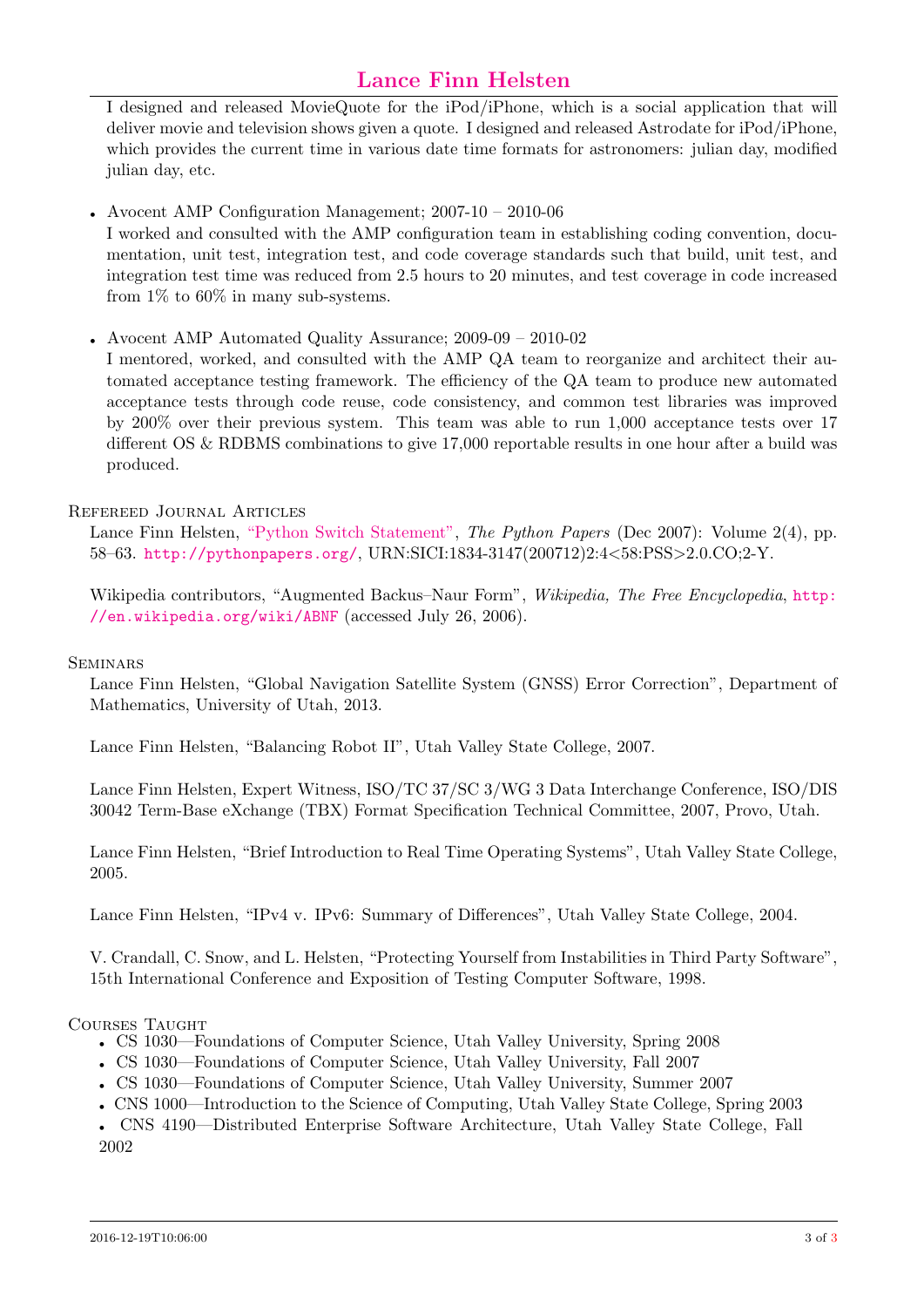I designed and released MovieQuote for the iPod/iPhone, which is a social application that will deliver movie and television shows given a quote. I designed and released Astrodate for iPod/iPhone, which provides the current time in various date time formats for astronomers: julian day, modified julian day, etc.

- Avocent AMP Configuration Management; 2007-10 – 2010-06
  I worked and consulted with the AMP configuration team in establishing coding convention, documentation, unit test, integration test, and code coverage standards such that build, unit test, and integration test time was reduced from 2.5 hours to 20 minutes, and test coverage in code increased from 1% to 60% in many sub-systems.

- Avocent AMP Automated Quality Assurance; 2009-09 – 2010-02
  I mentored, worked, and consulted with the AMP QA team to reorganize and architect their automated acceptance testing framework. The efficiency of the QA team to produce new automated acceptance tests through code reuse, code consistency, and common test libraries was improved by 200% over their previous system. This team was able to run 1,000 acceptance tests over 17 different OS & RDBMS combinations to give 17,000 reportable results in one hour after a build was produced.

## Refereed Journal Articles

Lance Finn Helsten, "Python Switch Statement", *The Python Papers* (Dec 2007): Volume 2(4), pp. 58–63. http://pythonpapers.org/, URN:SICI:1834-3147(200712)2:4<58:PSS>2.0.CO;2-Y.

Wikipedia contributors, "Augmented Backus–Naur Form", *Wikipedia, The Free Encyclopedia*, http://en.wikipedia.org/wiki/ABNF (accessed July 26, 2006).

## Seminars

Lance Finn Helsten, "Global Navigation Satellite System (GNSS) Error Correction", Department of Mathematics, University of Utah, 2013.

Lance Finn Helsten, "Balancing Robot II", Utah Valley State College, 2007.

Lance Finn Helsten, Expert Witness, ISO/TC 37/SC 3/WG 3 Data Interchange Conference, ISO/DIS 30042 Term-Base eXchange (TBX) Format Specification Technical Committee, 2007, Provo, Utah.

Lance Finn Helsten, "Brief Introduction to Real Time Operating Systems", Utah Valley State College, 2005.

Lance Finn Helsten, "IPv4 v. IPv6: Summary of Differences", Utah Valley State College, 2004.

V. Crandall, C. Snow, and L. Helsten, "Protecting Yourself from Instabilities in Third Party Software", 15th International Conference and Exposition of Testing Computer Software, 1998.

## Courses Taught

- CS 1030—Foundations of Computer Science, Utah Valley University, Spring 2008
- CS 1030—Foundations of Computer Science, Utah Valley University, Fall 2007
- CS 1030—Foundations of Computer Science, Utah Valley University, Summer 2007
- CNS 1000—Introduction to the Science of Computing, Utah Valley State College, Spring 2003
- CNS 4190—Distributed Enterprise Software Architecture, Utah Valley State College, Fall 2002